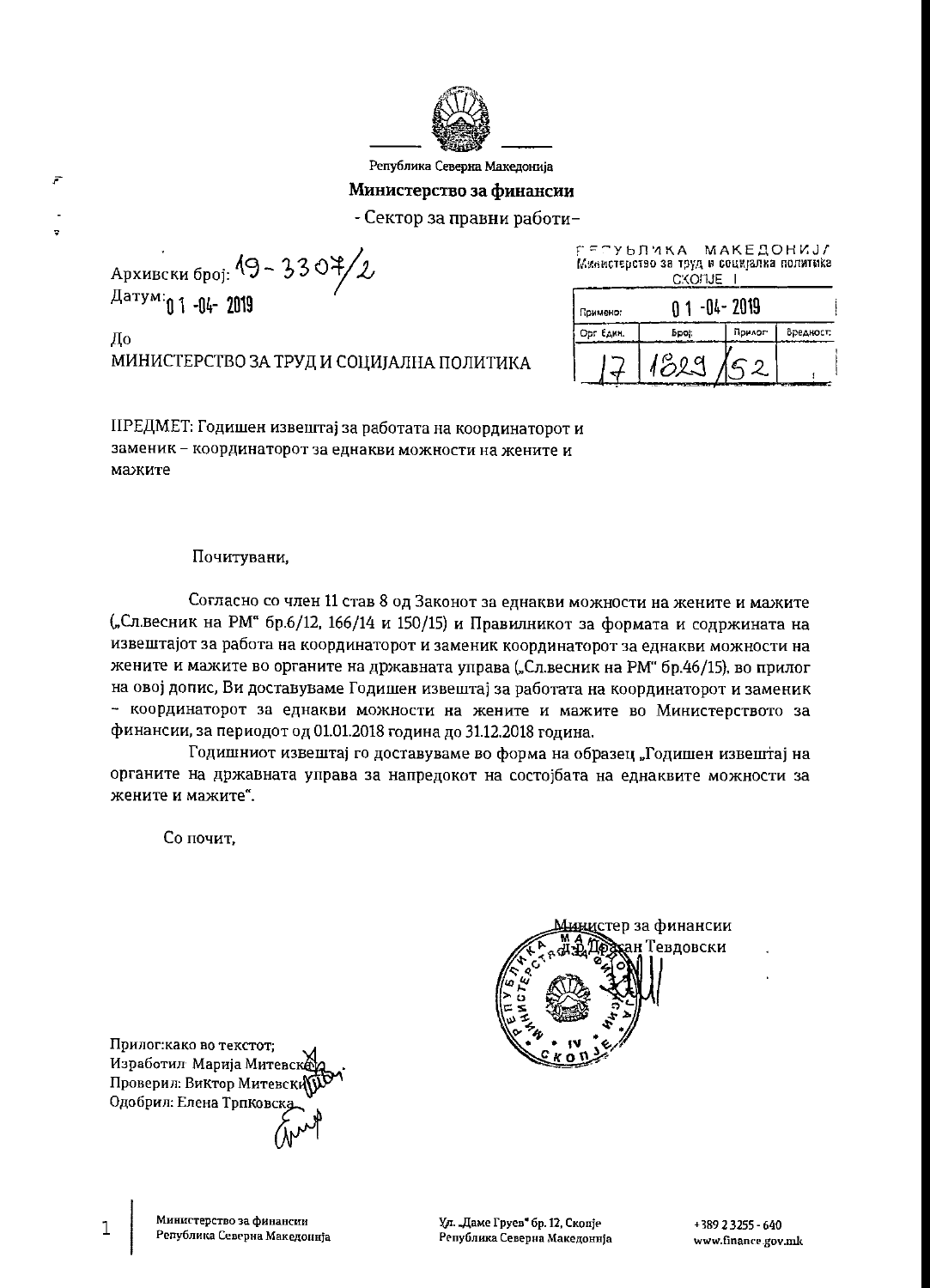Република Северна Македонија

**Министерство за финансии**

- Сектор за правни работи-

Архивски број: 19-3307/2

Датум: 01-04-2019

До

МИНИСТЕРСТВО ЗА ТРУД И СОЦИЈАЛНА ПОЛИТИКА

РЕПУБЛИКА МАКЕДОНИЈА
Министерство за труд и социјална политика
СКОПЈЕ

| Примено: | 01-04-2019 | | |
|---|---|---|---|
| Орг. Един. | Број | Прилог | Вредност |
| 17 | 1829 | 52 | |

ПРЕДМЕТ: Годишен извештај за работата на координаторот и заменик – координаторот за еднакви можности на жените и мажите

Почитувани,

Согласно со член 11 став 8 од Законот за еднакви можности на жените и мажите („Сл.весник на РМ" бр.6/12, 166/14 и 150/15) и Правилникот за формата и содржината на извештајот за работа на координаторот и заменик координаторот за еднакви можности на жените и мажите во органите на државната управа („Сл.весник на РМ" бр.46/15), во прилог на овој допис, Ви доставуваме Годишен извештај за работата на координаторот и заменик – координаторот за еднакви можности на жените и мажите во Министерството за финансии, за периодот од 01.01.2018 година до 31.12.2018 година.

Годишниот извештај го доставуваме во форма на образец „Годишен извештај на органите на државната управа за напредокот на состојбата на еднаквите можности за жените и мажите".

Со почит,

Министер за финансии
д-р Драган Тевдовски

Прилог: како во текстот;
Изработил: Марија Митевска
Проверил: Виктор Митевски
Одобрил: Елена Трпковска

Министерство за финансии
Република Северна Македонија

Ул. „Даме Груев" бр. 12, Скопје
Република Северна Македонија

+389 2 3255 - 640
www.finance.gov.mk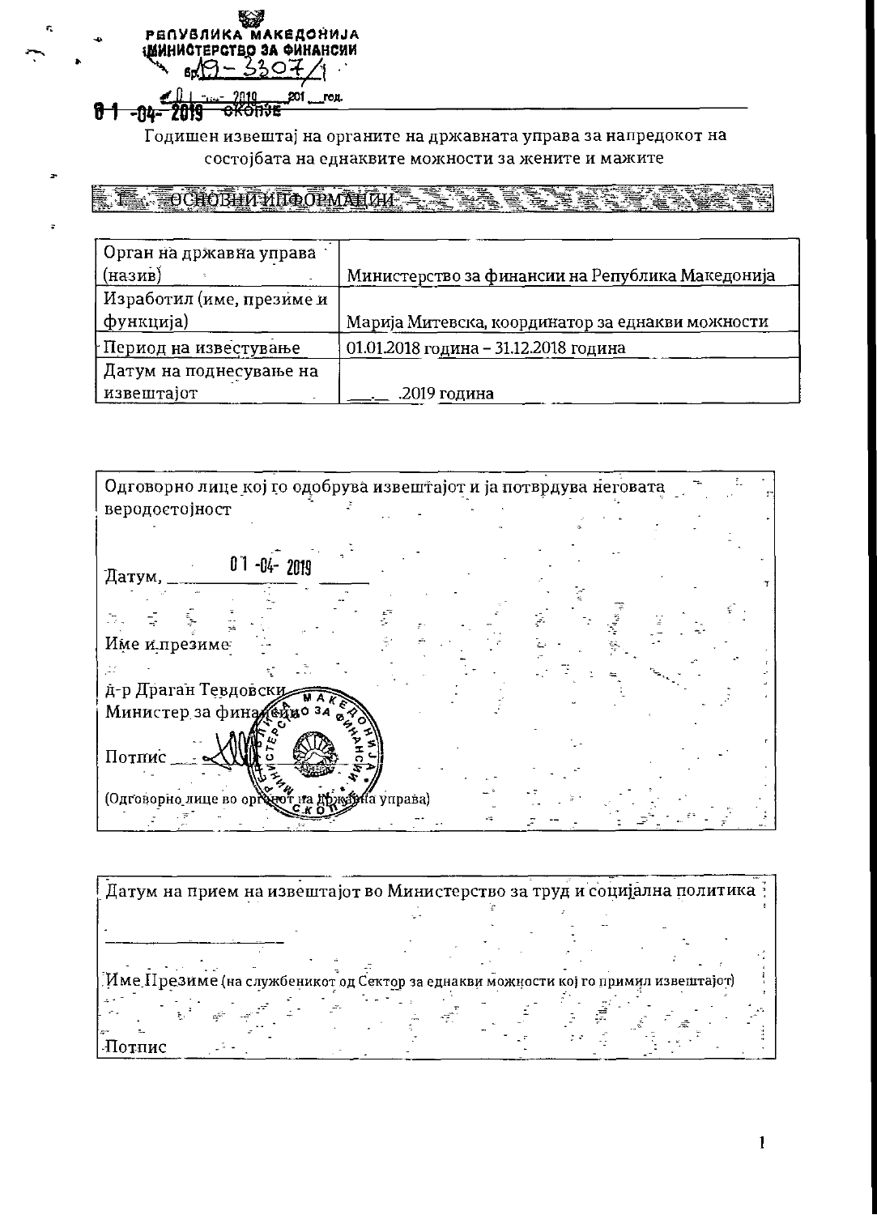РЕПУБЛИКА МАКЕДОНИЈА
МИНИСТЕРСТВО ЗА ФИНАНСИИ
бр. 19-3307/1
01-04-2019 год.
СКОПЈЕ

# Годишен извештај на органите на државната управа за напредокот на состојбата на еднаквите можности за жените и мажите

## 1. ОСНОВНИ ИНФОРМАЦИИ

| | |
|---|---|
| Орган на државна управа (назив) | Министерство за финансии на Република Македонија |
| Изработил (име, презиме и функција) | Марија Митевска, координатор за еднакви можности |
| Период на известување | 01.01.2018 година – 31.12.2018 година |
| Датум на поднесување на извештајот | ___.___ .2019 година |

| |
|---|
| Одговорно лице кој го одобрува извештајот и ја потврдува неговата веродостојност<br><br>Датум, 01-04-2019<br><br>Име и презиме<br><br>д-р Драган Тевдовски<br>Министер за финансии<br><br>Потпис ____<br>(Одговорно лице во органот на државна управа) |

| |
|---|
| Датум на прием на извештајот во Министерство за труд и социјална политика<br><br>____________________<br><br>Име Презиме (на службеникот од Сектор за еднакви можности кој го примил извештајот)<br><br>Потпис |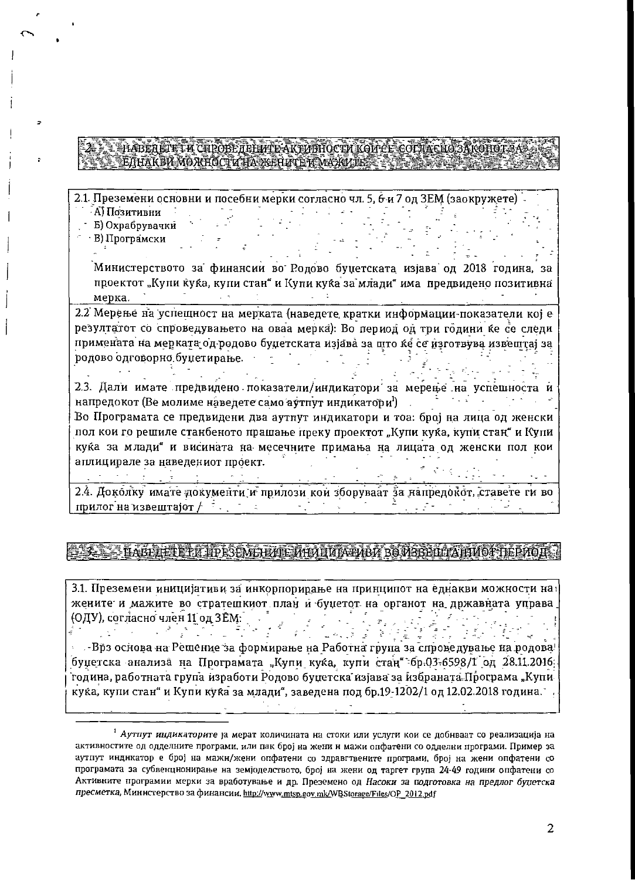## 2. НАВЕДЕТЕ ГИ СПРОВЕДЕНИТЕ АКТИВНОСТИ КОИ СЕ СОГЛАСНО ЗАКОНОТ ЗА ЕДНАКВИ МОЖНОСТИ НА ЖЕНИТЕ И МАЖИТЕ

2.1. Преземени основни и посебни мерки согласно чл. 5, 6 и 7 од ЗЕМ (заокружете)

- А) Позитивни
- Б) Охрабрувачки
- В) Програмски

Министерството за финансии во Родово буџетската изјава од 2018 година, за проектот „Купи куќа, купи стан" и Купи куќа за млади" има предвидено позитивна мерка.

2.2 Мерење на успешност на мерката (наведете кратки информации-показатели кој е резултатот со спроведувањето на оваа мерка): Во период од три години ќе се следи примената на мерката од родово буџетската изјава за што ќе се изготвува извештај за родово одговорно буџетирање.

2.3. Дали имате предвидено показатели/индикатори за мерење на успешноста и напредокот (Ве молиме наведете само аутпут индикатори[1])

Во Програмата се предвидени два аутпут индикатори и тоа: број на лица од женски пол кои го решиле станбеното прашање преку проектот „Купи куќа, купи стан" и Купи куќа за млади" и висината на месечните примања на лицата од женски пол кои аплицирале за наведениот проект.

2.4. Доколку имате документи и прилози кои зборуваат за напредокот, ставете ги во прилог на извештајот /

## 3. НАВЕДЕТЕ ГИ ПРЕЗЕМЕНИТЕ ИНИЦИЈАТИВИ ВО ИЗВЕШТАЈНИОТ ПЕРИОД

3.1. Преземени иницијативи за инкорпорирање на принципот на еднакви можности на жените и мажите во стратешкиот план и буџетот на органот на државната управа (ОДУ), согласно член 11 од ЗЕМ:

-Врз основа на Решение за формирање на Работна група за спроведување на родова буџетска анализа на Програмата „Купи куќа, купи стан" бр.03-6598/1 од 28.11.2016 година, работната група изработи Родово буџетска изјава за избраната Програма „Купи куќа, купи стан" и Купи куќа за млади", заведена под бр.19-1202/1 од 12.02.2018 година.

---

[1] *Аутпут индикаторите* ја мерат количината на стоки или услуги кои се добиваат со реализација на активностите од одделните програми, или пак број на жени и мажи опфатени со одделни програми. Пример за аутпут индикатор е број на мажи/жени опфатени со здравствените програми, број на жени опфатени со програмата за субвенционирање на земјоделството, број на жени од таргет група 24-49 години опфатени со Активните програми мерки за вработување и др. Преземено од *Насоки за подготовка на предлог буџетска пресметка*, Министерство за финансии, http://www.mtsp.gov.mk/WBStorage/Files/OP_2012.pdf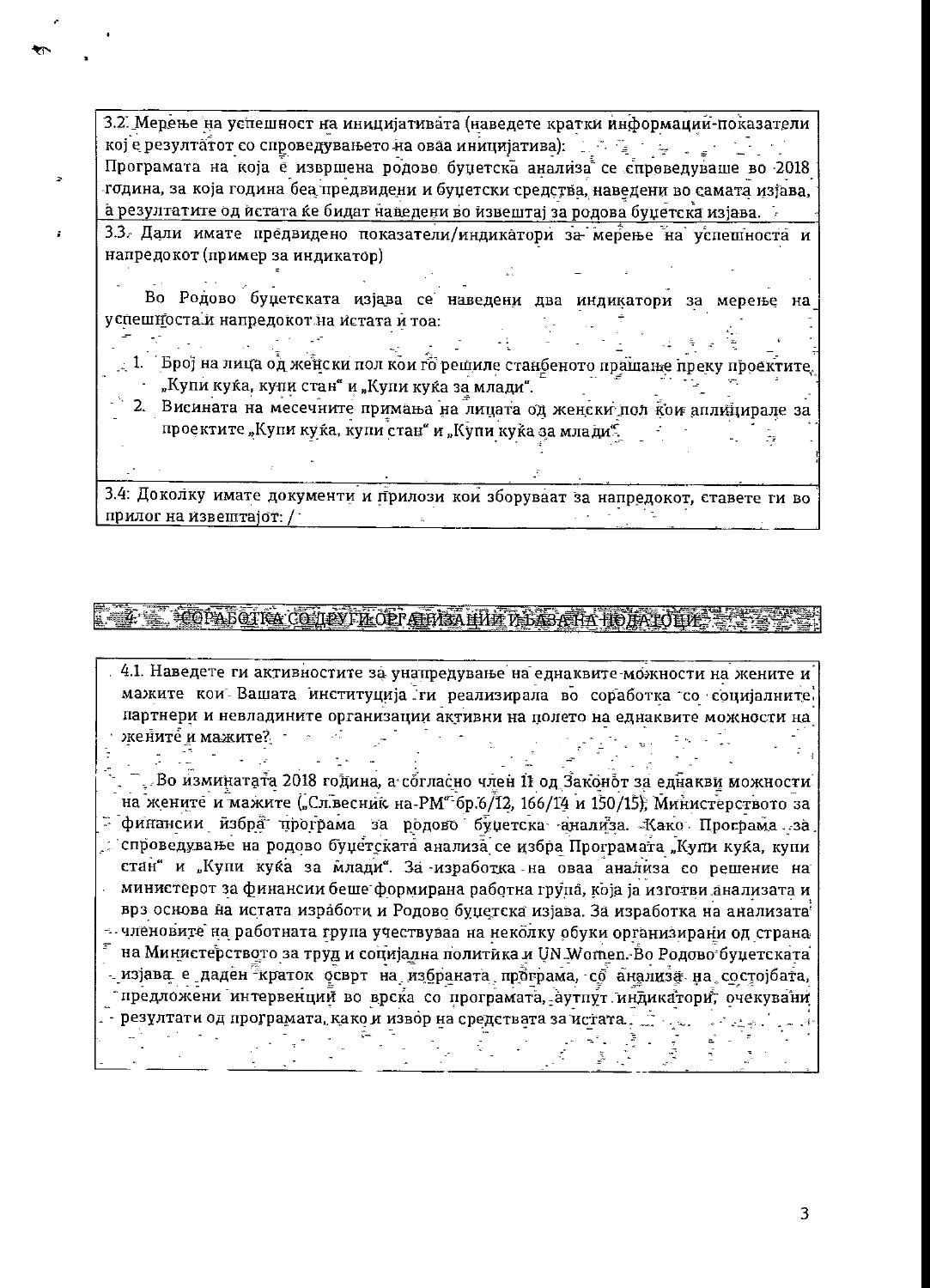3.2: Мерење на успешност на иницијативата (наведете кратки информации-показатели кој е резултатот со спроведувањето на оваа иницијатива):

Програмата на која е извршена родово буџетска анализа се спроведуваше во 2018 година, за која година беа предвидени и буџетски средства, наведени во самата изјава, а резултатите од истата ќе бидат наведени во извештај за родова буџетска изјава.

3.3: Дали имате предвидено показатели/индикатори за мерење на успешноста и напредокот (пример за индикатор)

Во Родово буџетската изјава се наведени два индикатори за мерење на успешноста и напредокот на истата и тоа:

1. Број на лица од женски пол кои го решиле станбеното прашање преку проектите „Купи куќа, купи стан" и „Купи куќа за млади".
2. Висината на месечните примања на лицата од женски пол кои аплицирале за проектите „Купи куќа, купи стан" и „Купи куќа за млади".

3.4: Доколку имате документи и прилози кои зборуваат за напредокот, ставете ги во прилог на извештајот: /

## 4. СОРАБОТКА СО ДРУГИ ОРГАНИЗАЦИИ И БАЗА НА ПОДАТОЦИ

4.1. Наведете ги активностите за унапредување на еднаквите можности на жените и мажите кои Вашата институција ги реализирала во соработка со социјалните партнери и невладините организации активни на полето на еднаквите можности на жените и мажите?

Во изминатата 2018 година, а согласно член 11 од Законот за еднакви можности на жените и мажите („Сл.весник на РМ" бр.6/12, 166/14 и 150/15), Министерството за финансии избра програма за родово буџетска анализа. Како Програма за спроведување на родово буџетската анализа се избра Програмата „Купи куќа, купи стан" и „Купи куќа за млади". За изработка на оваа анализа со решение на министерот за финансии беше формирана работна група, која ја изготви анализата и врз основа на истата изработи и Родово буџетска изјава. За изработка на анализата членовите на работната група учествуваа на неколку обуки организирани од страна на Министерството за труд и социјална политика и UN Women. Во Родово буџетската изјава е даден краток осврт на избраната програма, со анализа на состојбата, предложени интервенции во врска со програмата, аутпут индикатори, очекувани резултати од програмата, како и извор на средствата за истата.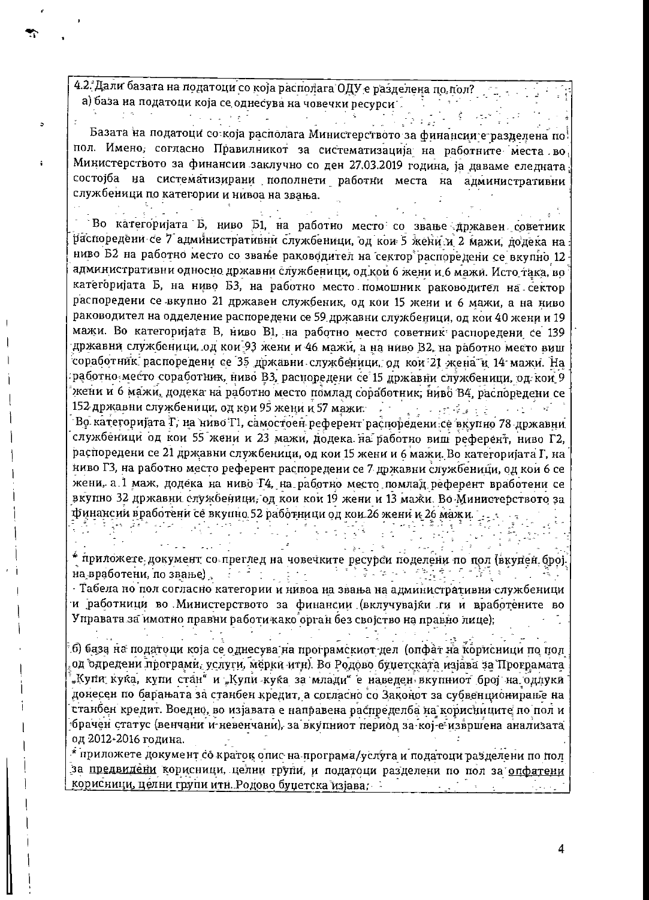4.2. Дали базата на податоци со која располага ОДУ е разделена по пол?

а) база на податоци која се однесува на човечки ресурси

Базата на податоци со која располага Министерството за финансии е разделена по пол. Имено, согласно Правилникот за систематизација на работните места во Министерството за финансии заклучно со ден 27.03.2019 година, ја даваме следната состојба на систематизирани пополнети работни места на административни службеници по категории и нивоа на звања.

Во категоријата Б, ниво Б1, на работно место со звање државен советник распоредени се 7 административни службеници, од кои 5 жени и 2 мажи, додека на ниво Б2 на работно место со звање раководител на сектор распоредени се вкупно 12 административни односно државни службеници, од кои 6 жени и 6 мажи. Исто така, во категоријата Б, на ниво Б3, на работно место помошник раководител на сектор распоредени се вкупно 21 државен службеник, од кои 15 жени и 6 мажи, а на ниво раководител на одделение распоредени се 59 државни службеници, од кои 40 жени и 19 мажи. Во категоријата В, ниво В1, на работно место советник распоредени се 139 државни службеници, од кои 93 жени и 46 мажи, а на ниво В2, на работно место виш соработник распоредени се 35 државни службеници, од кои 21 жена и 14 мажи. На работно место соработник, ниво В3, распоредени се 15 државни службеници, од кои 9 жени и 6 мажи, додека на работно место помлад соработник, ниво В4, распоредени се 152 државни службеници, од кои 95 жени и 57 мажи.

Во категоријата Г, на ниво Г1, самостоен референт распоредени се вкупно 78 државни службеници од кои 55 жени и 23 мажи, додека на работно виш референт, ниво Г2, распоредени се 21 државни службеници, од кои 15 жени и 6 мажи. Во категоријата Г, на ниво Г3, на работно место референт распоредени се 7 државни службеници, од кои 6 се жени, а 1 маж, додека на ниво Г4, на работно место помлад референт вработени се вкупно 32 државни службеници, од кои кои 19 жени и 13 мажи. Во Министерството за финансии вработени се вкупно 52 работници од кои 26 жени и 26 мажи.

* приложете документ со преглед на човечките ресурси поделени по пол (вкупен број на вработени, по звање)

- Табела по пол согласно категории и нивоа на звања на административни службеници и работници во Министерството за финансии (вклучувајќи ги и вработените во Управата за имотно правни работи како орган без својство на правно лице);

б) база на податоци која се однесува на програмскиот дел (опфат на корисници по пол од одредени програми, услуги, мерки итн). Во Родово буџетската изјава за Програмата „Купи куќа, купи стан" и „Купи куќа за млади" е наведен вкупниот број на одлуки донесен по барањата за станбен кредит, а согласно со Законот за субвенционирање на станбен кредит. Воедно, во изјавата е направена распределба на корисниците по пол и брачен статус (венчани и невенчани), за вкупниот период за кој е извршена анализата од 2012-2016 година.

* приложете документ со краток опис на програма/услуга и податоци разделени по пол за <u>предвидени</u> корисници, целни групи, и податоци разделени по пол за <u>опфатени корисници, целни групи</u> итн. Родово буџетска изјава;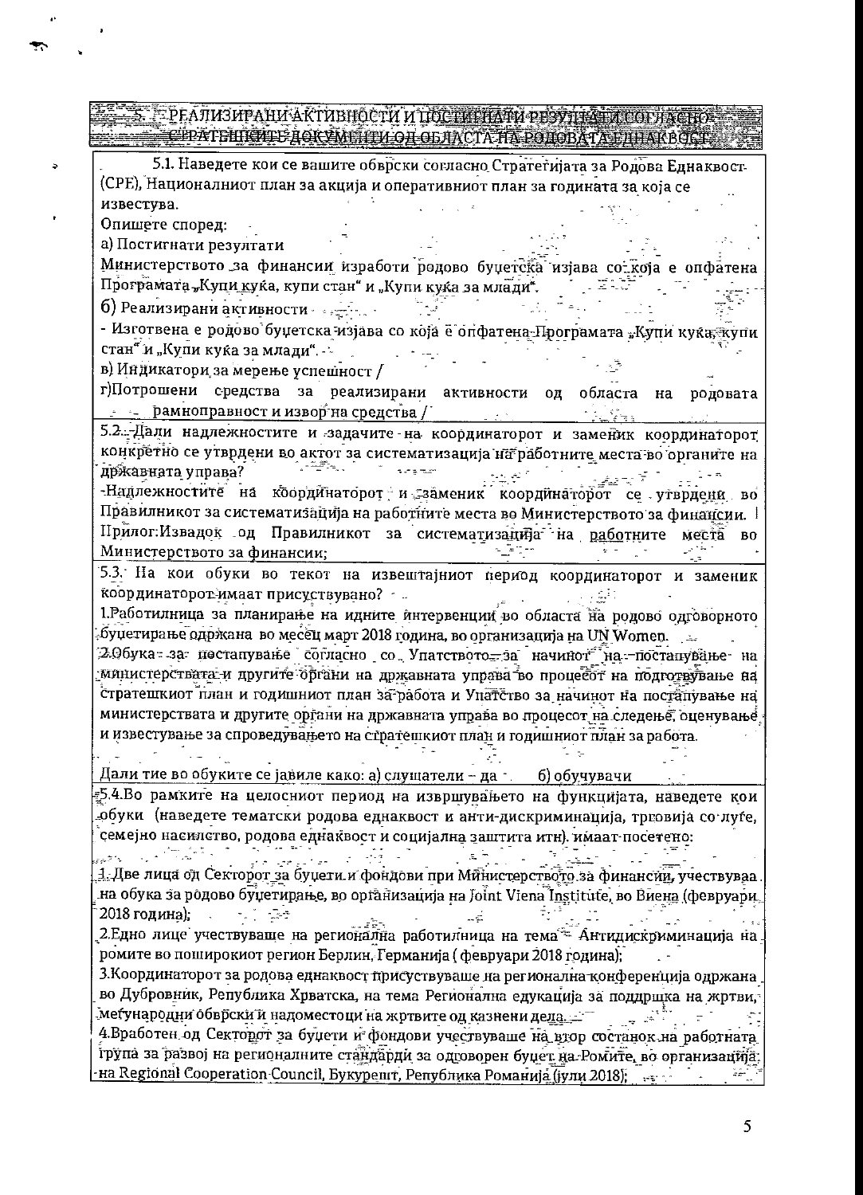## 5. РЕАЛИЗИРАНИ АКТИВНОСТИ И ПОСТИГНАТИ РЕЗУЛТАТИ СОГЛАСНО СТРАТЕШКИТЕ ДОКУМЕНТИ ОД ОБЛАСТА НА РОДОВАТА ЕДНАКВОСТ

5.1. Наведете кои се вашите обврски согласно Стратегијата за Родова Еднаквост (СРЕ), Националниот план за акција и оперативниот план за годината за која се известува.

Опишете според:

а) Постигнати резултати

Министерството за финансии изработи родово буџетска изјава со која е опфатена Програмата „Купи куќа, купи стан" и „Купи куќа за млади".

б) Реализирани активности

- Изготвена е родово буџетска изјава со која е опфатена Програмата „Купи куќа, купи стан" и „Купи куќа за млади".

в) Индикатори за мерење успешност /

г) Потрошени средства за реализирани активности од областа на родовата рамноправност и извор на средства /

5.2. Дали надлежностите и задачите на координаторот и заменик координаторот конкретно се утврдени во актот за систематизација на работните места во органите на државната управа?

-Надлежностите на координаторот и заменик координаторот се утврдени во Правилникот за систематизација на работните места во Министерството за финансии.

Прилог: Извадок од Правилникот за систематизација на работните места во Министерството за финансии;

5.3. На кои обуки во текот на извештајниот период координаторот и заменик координаторот имаат присуствувано?

1. Работилница за планирање на идните интервенции во областа на родово одговорното буџетирање одржана во месец март 2018 година, во организација на UN Women.

2. Обука за постапување согласно со Упатството за начинот на постапување на министерствата и другите органи на државната управа во процесот на подготвување на стратешкиот план и годишниот план за работа и Упатство за начинот на постапување на министерствата и другите органи на државната управа во процесот на следење, оценување и известување за спроведувањето на стратешкиот план и годишниот план за работа.

Дали тие во обуките се јавиле како: а) слушатели – да б) обучувачи

5.4. Во рамките на целосниот период на извршувањето на функцијата, наведете кои обуки (наведете тематски родова еднаквост и анти-дискриминација, трговија со луѓе, семејно насилство, родова еднаквост и социјална заштита итн). имаат посетено:

1. Две лица од Секторот за буџети и фондови при Министерството за финансии, учествуваа на обука за родово буџетирање, во организација на Joint Viena Institute, во Виена (февруари 2018 година);

2. Едно лице учествуваше на регионална работилница на тема - Антидискриминација на ромите во поширокиот регион Берлин, Германија (февруари 2018 година);

3. Координаторот за родова еднаквост присуствуваше на регионална конференција одржана во Дубровник, Република Хрватска, на тема Регионална едукација за поддршка на жртви, меѓународни обврски и надоместоци на жртвите од казнени дела.

4. Вработен од Секторот за буџети и фондови учествуваше на втор состанок на работната група за развој на регионалните стандарди за одговорен буџет на Ромите, во организација на Regional Cooperation Council, Букурешт, Република Романија (јули 2018);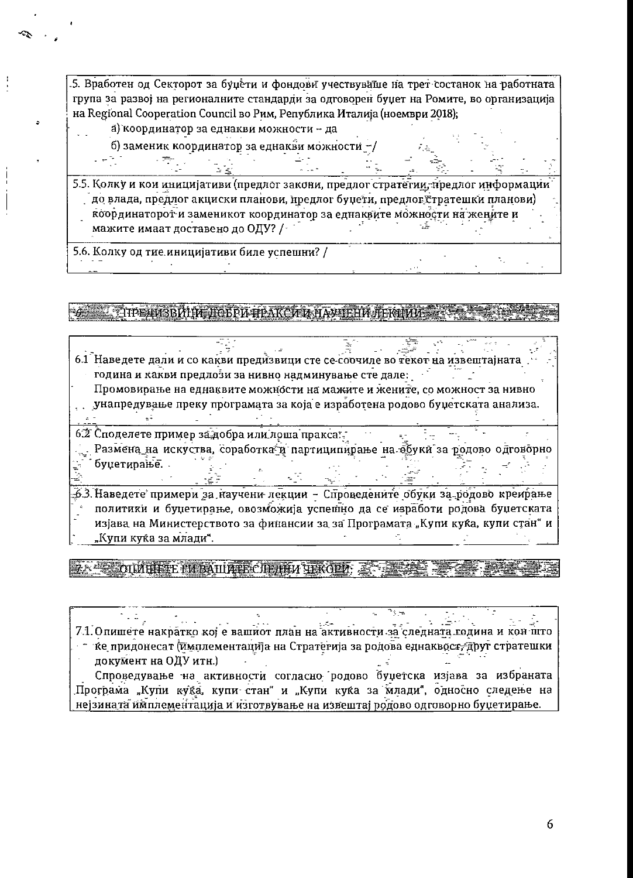5. Вработен од Секторот за буџети и фондови учествуваше на трет состанок на работната група за развој на регионалните стандарди за одговорен буџет на Ромите, во организација на Regional Cooperation Council во Рим, Република Италија (ноември 2018);

а) координатор за еднакви можности – да

б) заменик координатор за еднакви можности – /

5.5. Колку и кои иницијативи (предлог закони, предлог стратегии, предлог информации до влада, предлог акциски планови, предлог буџети, предлог стратешки планови) координаторот и заменикот координатор за еднаквите можности на жените и мажите имаат доставено до ОДУ? /

5.6. Колку од тие иницијативи биле успешни? /

## 6. ПРЕДИЗВИЦИ, ДОБРИ ПРАКСИ И НАУЧЕНИ ЛЕКЦИИ

6.1 Наведете дали и со какви предизвици сте се соочиле во текот на извештајната година и какви предлози за нивно надминување сте дале:

Промовирање на еднаквите можности на мажите и жените, со можност за нивно унапредување преку програмата за која е изработена родово буџетската анализа.

6.2 Споделете пример за добра или лоша пракса:

Размена на искуства, соработка и партиципирање на обуки за родово одговорно буџетирање.

6.3. Наведете примери за научени лекции – Спроведените обуки за родово креирање политики и буџетирање, овозможија успешно да се изработи родова буџетската изјава на Министерството за финансии за за Програмата „Купи куќа, купи стан“ и „Купи куќа за млади“.

## 7. ОПИШЕТЕ ГИ ВАШИТЕ СЛЕДНИ ЧЕКОРИ:

7.1. Опишете накратко кој е вашиот план на активности за следната година и кои што ќе придонесат (имплементација на Стратегија за родова еднаквост, друг стратешки документ на ОДУ итн.)

Спроведување на активности согласно родово буџетска изјава за избраната Програма „Купи куќа, купи стан“ и „Купи куќа за млади“, односно следење на нејзината имплементација и изготвување на извештај родово одговорно буџетирање.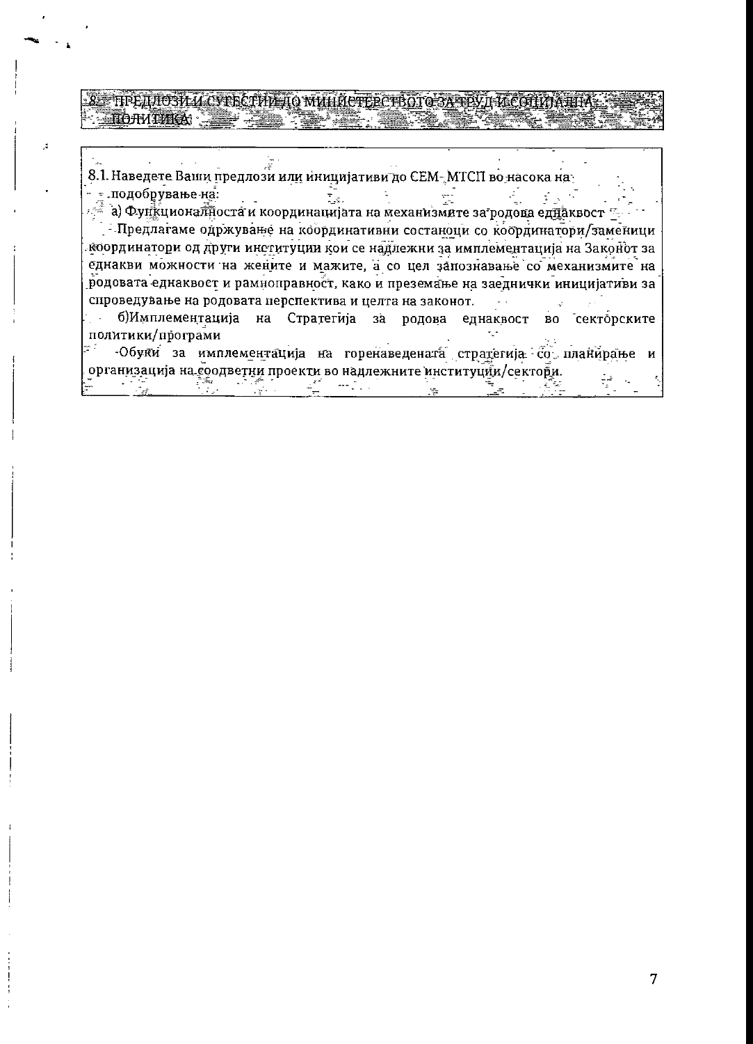## 8. ПРЕДЛОЗИ И СУГЕСТИИ ДО МИНИСТЕРСТВОТО ЗА ТРУД И СОЦИЈАЛНА ПОЛИТИКА:

8.1. Наведете Ваши предлози или иницијативи до СЕМ- МТСП во насока на подобрување на:

а) Функционалноста и координацијата на механизмите за родова еднаквост

-Предлагаме одржување на координативни состаноци со координатори/заменици координатори од други институции кои се надлежни за имплементација на Законот за еднакви можности на жените и мажите, а со цел запознавање со механизмите на родовата еднаквост и рамноправност, како и преземање на заеднички иницијативи за спроведување на родовата перспектива и целта на законот.

б)Имплементација на Стратегија за родова еднаквост во секторските политики/програми

-Обуки за имплементација на горенаведената стратегија со планирање и организација на соодветни проекти во надлежните институции/сектори.